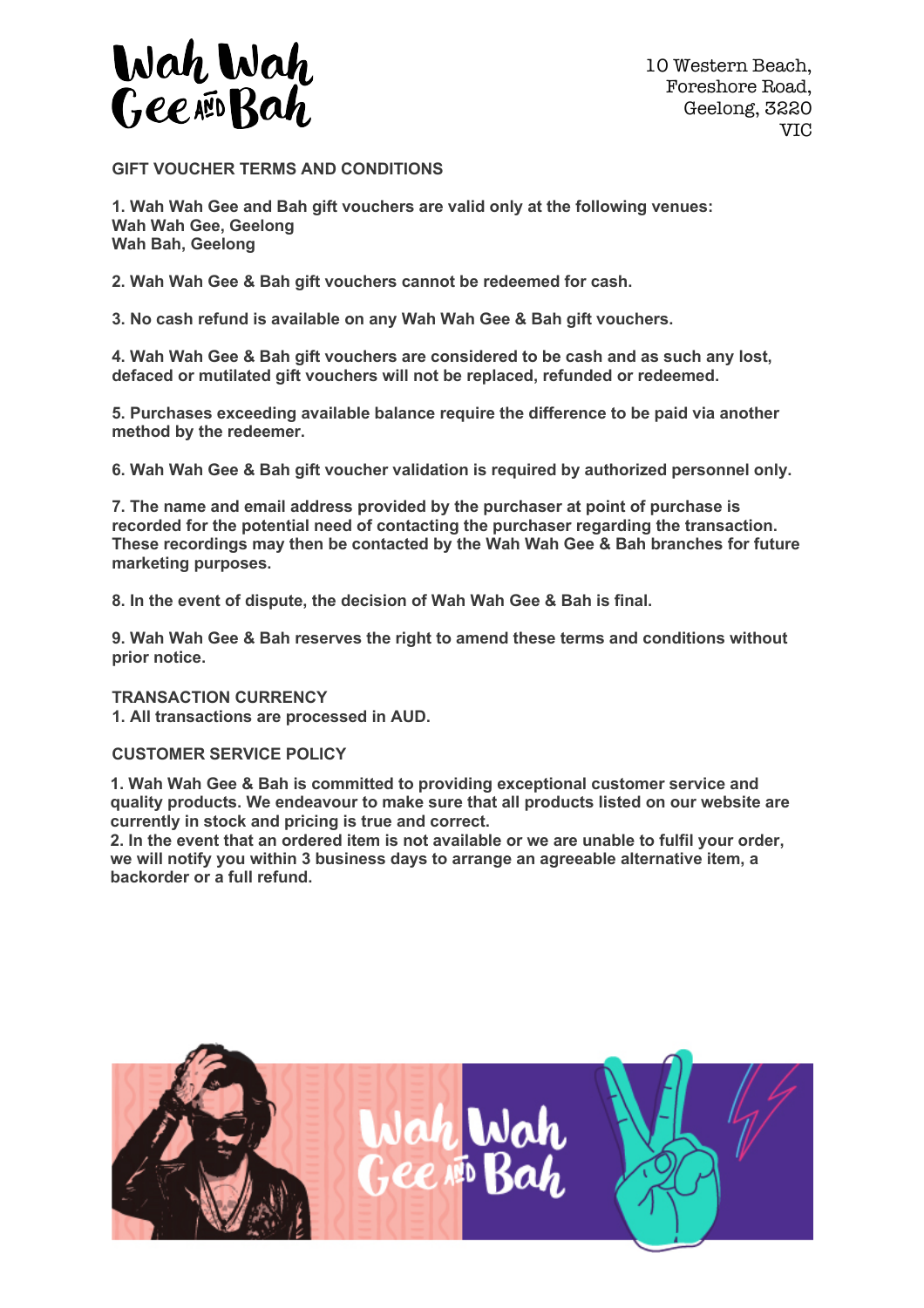Wah Wah Gee AND Bah

10 Western Beach,
Foreshore Road,
Geelong, 3220
VIC

## GIFT VOUCHER TERMS AND CONDITIONS

**1. Wah Wah Gee and Bah gift vouchers are valid only at the following venues:**
**Wah Wah Gee, Geelong**
**Wah Bah, Geelong**

**2. Wah Wah Gee & Bah gift vouchers cannot be redeemed for cash.**

**3. No cash refund is available on any Wah Wah Gee & Bah gift vouchers.**

**4. Wah Wah Gee & Bah gift vouchers are considered to be cash and as such any lost, defaced or mutilated gift vouchers will not be replaced, refunded or redeemed.**

**5. Purchases exceeding available balance require the difference to be paid via another method by the redeemer.**

**6. Wah Wah Gee & Bah gift voucher validation is required by authorized personnel only.**

**7. The name and email address provided by the purchaser at point of purchase is recorded for the potential need of contacting the purchaser regarding the transaction. These recordings may then be contacted by the Wah Wah Gee & Bah branches for future marketing purposes.**

**8. In the event of dispute, the decision of Wah Wah Gee & Bah is final.**

**9. Wah Wah Gee & Bah reserves the right to amend these terms and conditions without prior notice.**

## TRANSACTION CURRENCY

**1. All transactions are processed in AUD.**

## CUSTOMER SERVICE POLICY

**1. Wah Wah Gee & Bah is committed to providing exceptional customer service and quality products. We endeavour to make sure that all products listed on our website are currently in stock and pricing is true and correct.**
**2. In the event that an ordered item is not available or we are unable to fulfil your order, we will notify you within 3 business days to arrange an agreeable alternative item, a backorder or a full refund.**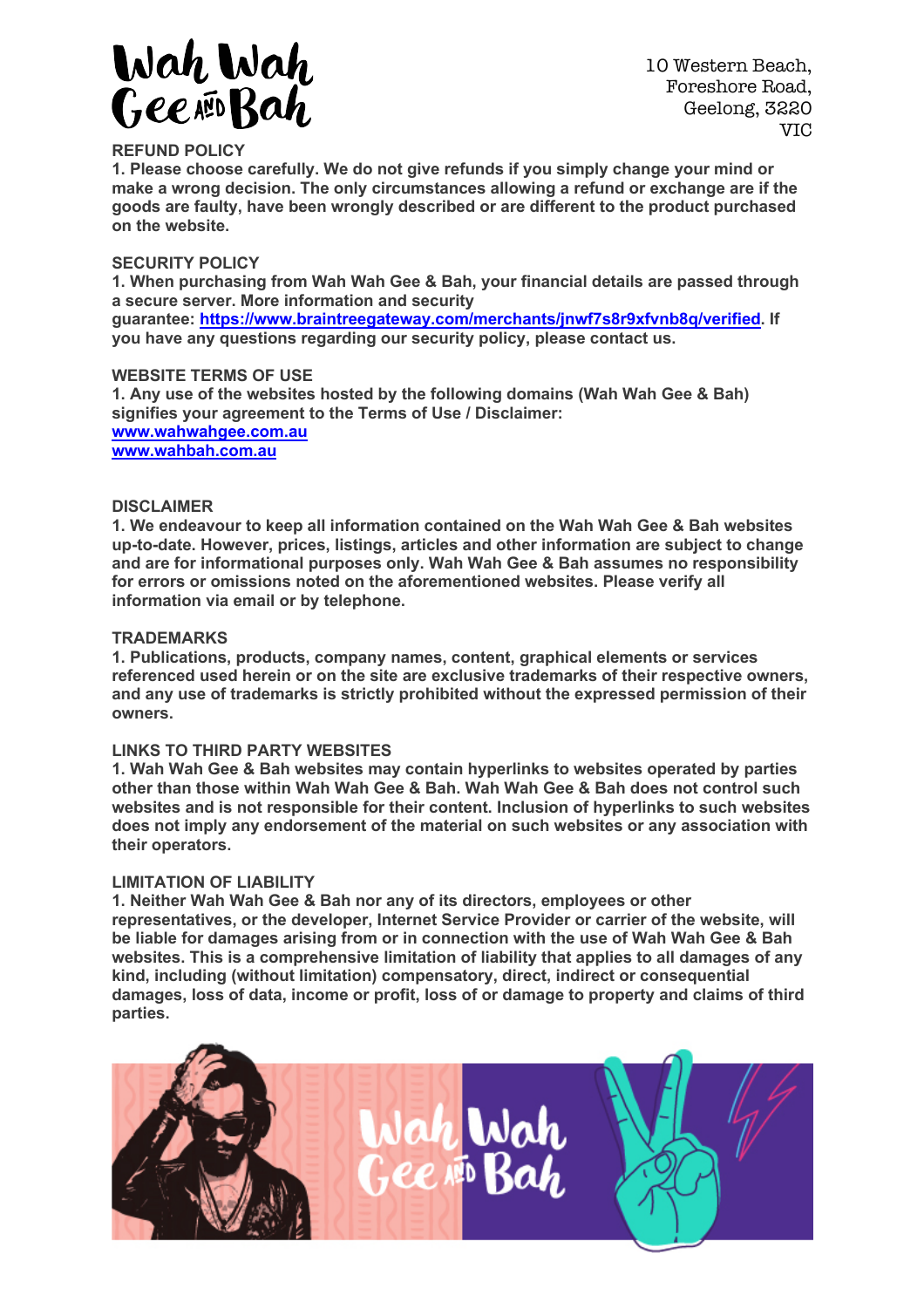10 Western Beach,
Foreshore Road,
Geelong, 3220
VIC

## REFUND POLICY

**1. Please choose carefully. We do not give refunds if you simply change your mind or make a wrong decision. The only circumstances allowing a refund or exchange are if the goods are faulty, have been wrongly described or are different to the product purchased on the website.**

## SECURITY POLICY

**1. When purchasing from Wah Wah Gee & Bah, your financial details are passed through a secure server. More information and security guarantee: [https://www.braintreegateway.com/merchants/jnwf7s8r9xfvnb8q/verified](https://www.braintreegateway.com/merchants/jnwf7s8r9xfvnb8q/verified). If you have any questions regarding our security policy, please contact us.**

## WEBSITE TERMS OF USE

**1. Any use of the websites hosted by the following domains (Wah Wah Gee & Bah) signifies your agreement to the Terms of Use / Disclaimer:**
**[www.wahwahgee.com.au](http://www.wahwahgee.com.au)**
**[www.wahbah.com.au](http://www.wahbah.com.au)**

## DISCLAIMER

**1. We endeavour to keep all information contained on the Wah Wah Gee & Bah websites up-to-date. However, prices, listings, articles and other information are subject to change and are for informational purposes only. Wah Wah Gee & Bah assumes no responsibility for errors or omissions noted on the aforementioned websites. Please verify all information via email or by telephone.**

## TRADEMARKS

**1. Publications, products, company names, content, graphical elements or services referenced used herein or on the site are exclusive trademarks of their respective owners, and any use of trademarks is strictly prohibited without the expressed permission of their owners.**

## LINKS TO THIRD PARTY WEBSITES

**1. Wah Wah Gee & Bah websites may contain hyperlinks to websites operated by parties other than those within Wah Wah Gee & Bah. Wah Wah Gee & Bah does not control such websites and is not responsible for their content. Inclusion of hyperlinks to such websites does not imply any endorsement of the material on such websites or any association with their operators.**

## LIMITATION OF LIABILITY

**1. Neither Wah Wah Gee & Bah nor any of its directors, employees or other representatives, or the developer, Internet Service Provider or carrier of the website, will be liable for damages arising from or in connection with the use of Wah Wah Gee & Bah websites. This is a comprehensive limitation of liability that applies to all damages of any kind, including (without limitation) compensatory, direct, indirect or consequential damages, loss of data, income or profit, loss of or damage to property and claims of third parties.**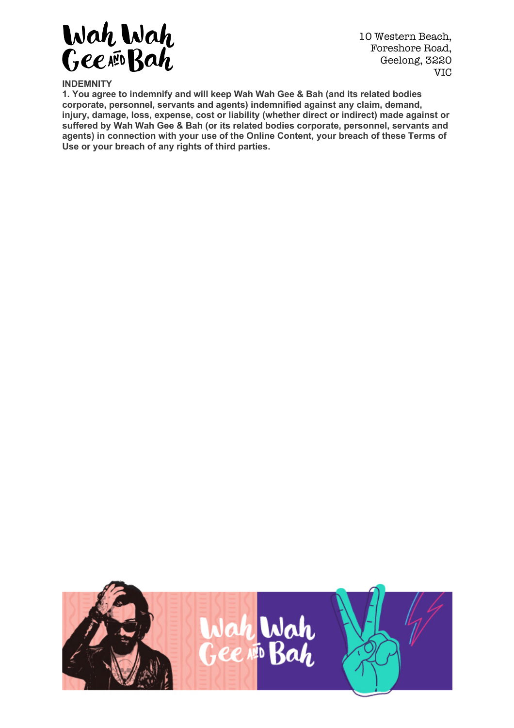Wah Wah Gee and Bah

10 Western Beach,
Foreshore Road,
Geelong, 3220
VIC

## INDEMNITY

**1. You agree to indemnify and will keep Wah Wah Gee & Bah (and its related bodies corporate, personnel, servants and agents) indemnified against any claim, demand, injury, damage, loss, expense, cost or liability (whether direct or indirect) made against or suffered by Wah Wah Gee & Bah (or its related bodies corporate, personnel, servants and agents) in connection with your use of the Online Content, your breach of these Terms of Use or your breach of any rights of third parties.**